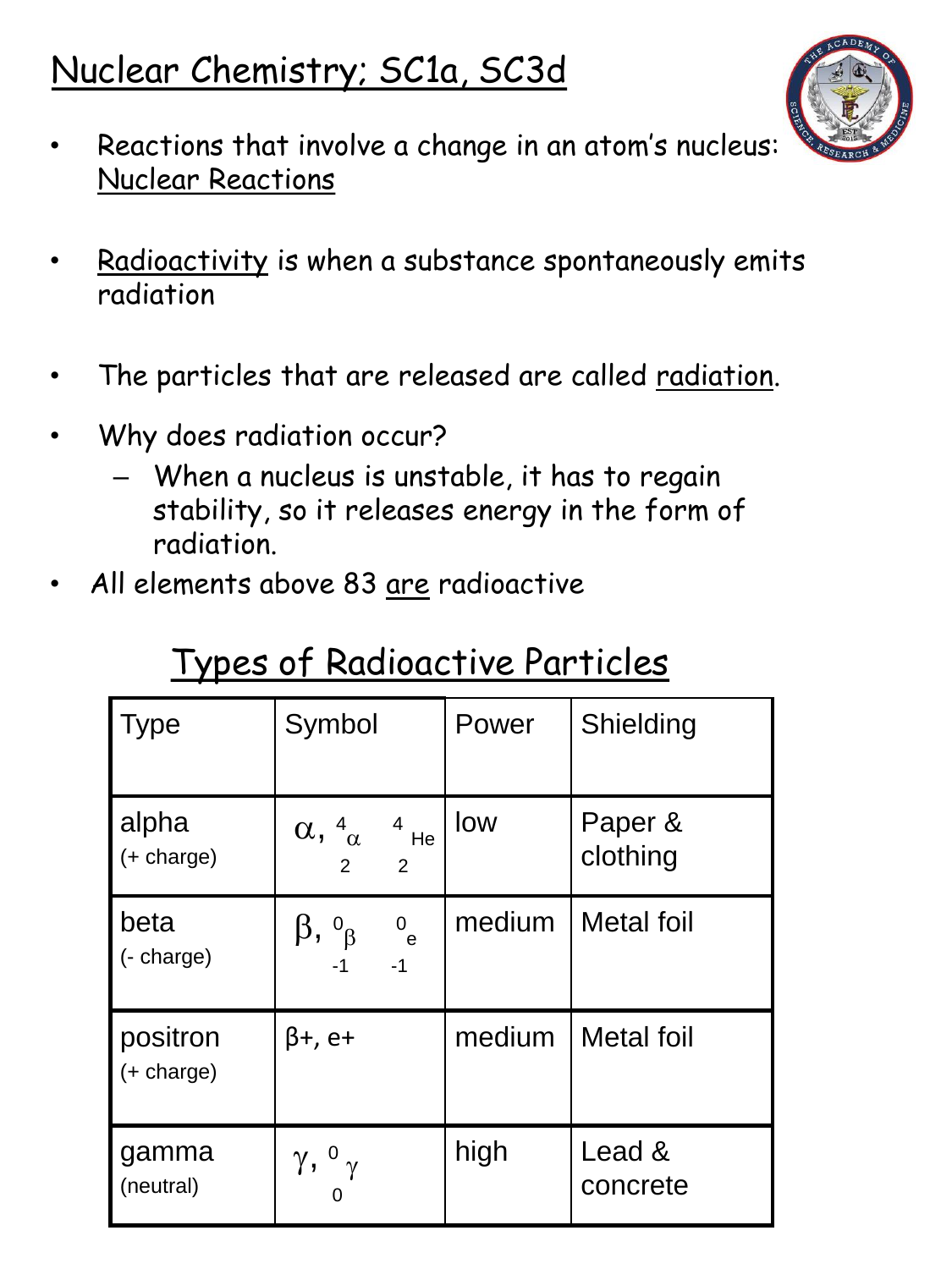# Nuclear Chemistry; SC1a, SC3d

- Reactions that involve a change in an atom's nucleus: Nuclear Reactions
- Radioactivity is when a substance spontaneously emits radiation
- The particles that are released are called radiation.
- Why does radiation occur?
  - When a nucleus is unstable, it has to regain stability, so it releases energy in the form of radiation.
- All elements above 83 are radioactive

## Types of Radioactive Particles

| Type | Symbol | Power | Shielding |
|---|---|---|---|
| alpha (+ charge) | $\alpha$, ${}^{4}_{2}\alpha$ ${}^{4}_{2}He$ | low | Paper & clothing |
| beta (- charge) | $\beta$, ${}^{0}_{-1}\beta$ ${}^{0}_{-1}e$ | medium | Metal foil |
| positron (+ charge) | β+, e+ | medium | Metal foil |
| gamma (neutral) | $\gamma$, ${}^{0}_{0}\gamma$ | high | Lead & concrete |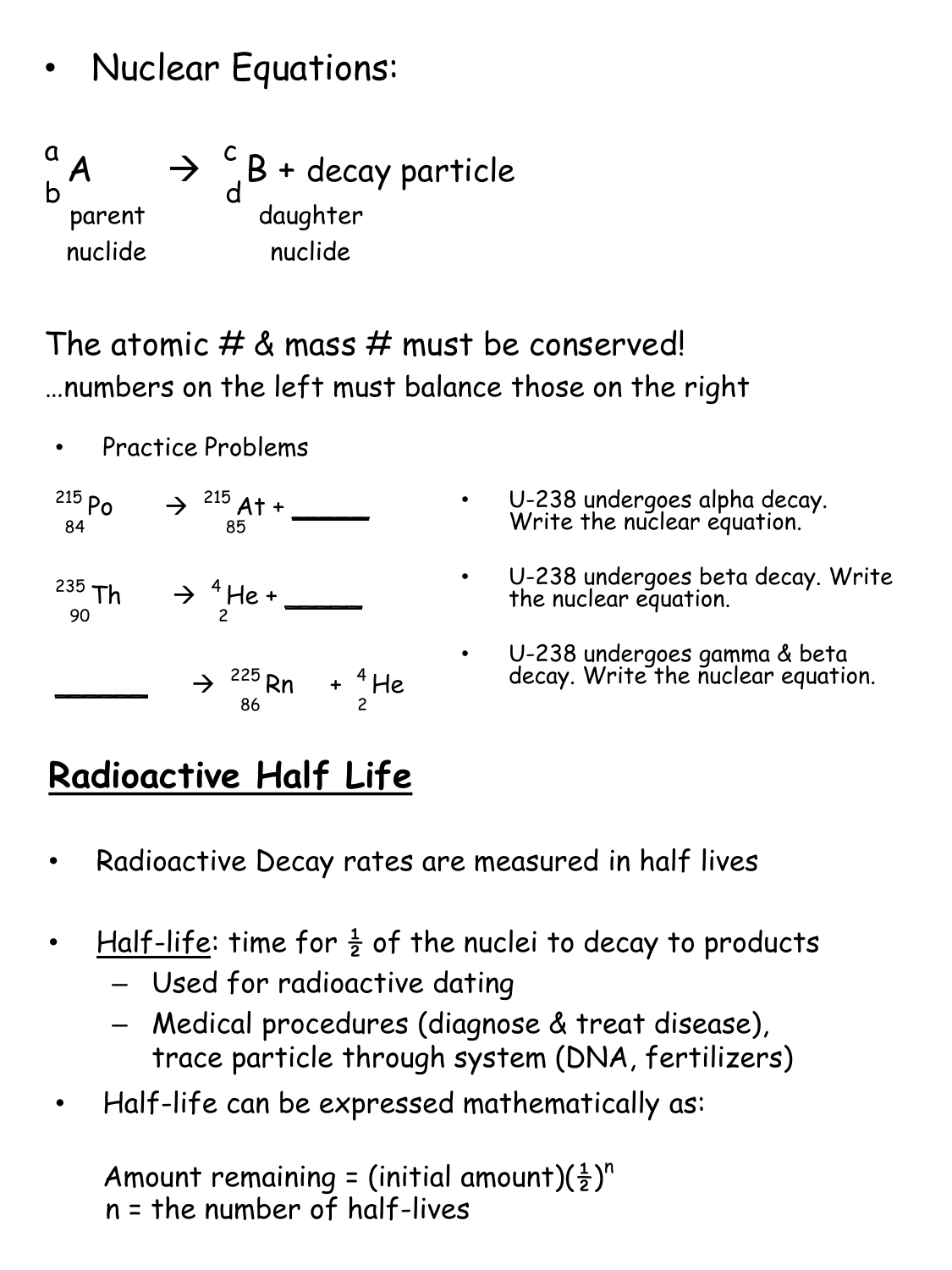- Nuclear Equations:

$${}^{a}_{b}A \rightarrow {}^{c}_{d}B + \text{decay particle}$$

parent nuclide → daughter nuclide

The atomic # & mass # must be conserved!

…numbers on the left must balance those on the right

- Practice Problems

$${}^{215}_{84}Po \rightarrow {}^{215}_{85}At + \_\_\_\_\_$$

$${}^{235}_{90}Th \rightarrow {}^{4}_{2}He + \_\_\_\_\_$$

$$\_\_\_\_\_\_ \rightarrow {}^{225}_{86}Rn + {}^{4}_{2}He$$

- U-238 undergoes alpha decay. Write the nuclear equation.
- U-238 undergoes beta decay. Write the nuclear equation.
- U-238 undergoes gamma & beta decay. Write the nuclear equation.

## Radioactive Half Life

- Radioactive Decay rates are measured in half lives
- Half-life: time for ½ of the nuclei to decay to products
  - Used for radioactive dating
  - Medical procedures (diagnose & treat disease), trace particle through system (DNA, fertilizers)
- Half-life can be expressed mathematically as:

  Amount remaining = (initial amount)$(\frac{1}{2})^n$
  
  n = the number of half-lives